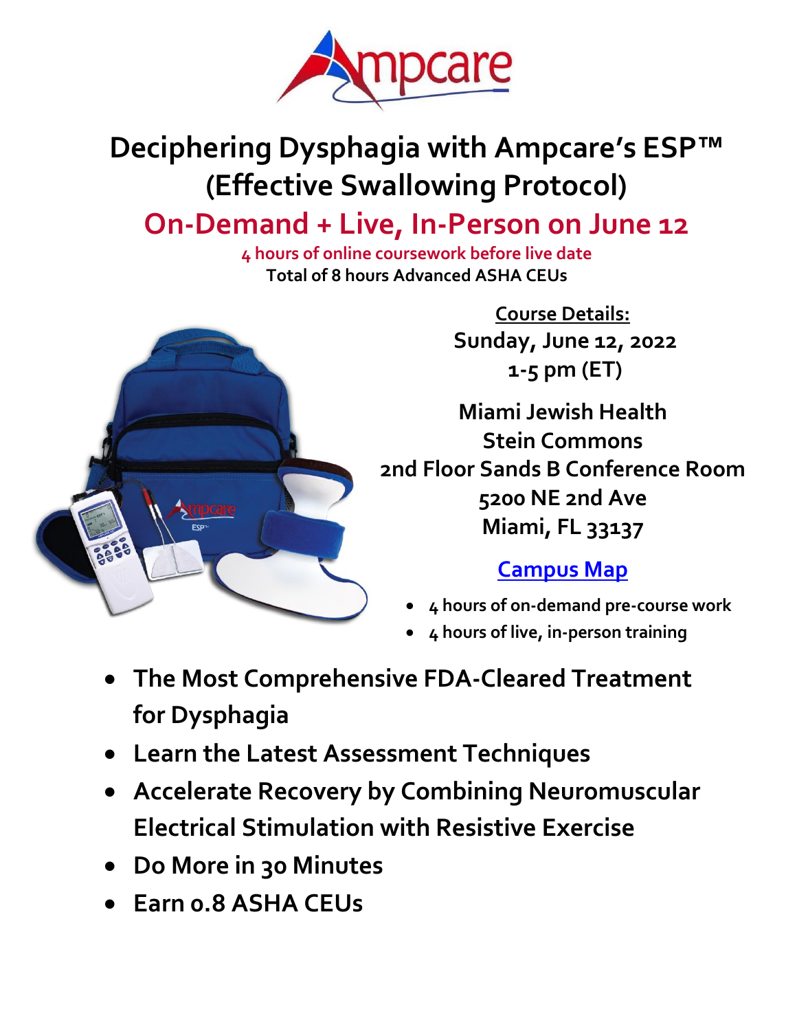# Deciphering Dysphagia with Ampcare's ESP™ (Effective Swallowing Protocol)

## On-Demand + Live, In-Person on June 12

**4 hours of online coursework before live date**

**Total of 8 hours Advanced ASHA CEUs**

**Course Details:**

**Sunday, June 12, 2022**

**1-5 pm (ET)**

**Miami Jewish Health**
**Stein Commons**
**2nd Floor Sands B Conference Room**
**5200 NE 2nd Ave**
**Miami, FL 33137**

**Campus Map**

- 4 hours of on-demand pre-course work
- 4 hours of live, in-person training

- **The Most Comprehensive FDA-Cleared Treatment for Dysphagia**
- **Learn the Latest Assessment Techniques**
- **Accelerate Recovery by Combining Neuromuscular Electrical Stimulation with Resistive Exercise**
- **Do More in 30 Minutes**
- **Earn 0.8 ASHA CEUs**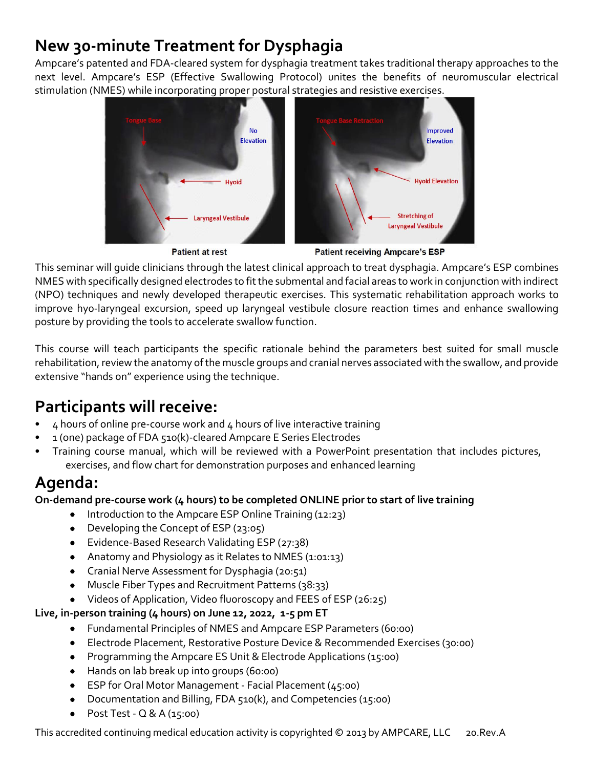# New 30-minute Treatment for Dysphagia

Ampcare's patented and FDA-cleared system for dysphagia treatment takes traditional therapy approaches to the next level. Ampcare's ESP (Effective Swallowing Protocol) unites the benefits of neuromuscular electrical stimulation (NMES) while incorporating proper postural strategies and resistive exercises.

Patient at rest | Patient receiving Ampcare's ESP

This seminar will guide clinicians through the latest clinical approach to treat dysphagia. Ampcare's ESP combines NMES with specifically designed electrodes to fit the submental and facial areas to work in conjunction with indirect (NPO) techniques and newly developed therapeutic exercises. This systematic rehabilitation approach works to improve hyo-laryngeal excursion, speed up laryngeal vestibule closure reaction times and enhance swallowing posture by providing the tools to accelerate swallow function.

This course will teach participants the specific rationale behind the parameters best suited for small muscle rehabilitation, review the anatomy of the muscle groups and cranial nerves associated with the swallow, and provide extensive "hands on" experience using the technique.

## Participants will receive:

- 4 hours of online pre-course work and 4 hours of live interactive training
- 1 (one) package of FDA 510(k)-cleared Ampcare E Series Electrodes
- Training course manual, which will be reviewed with a PowerPoint presentation that includes pictures, exercises, and flow chart for demonstration purposes and enhanced learning

## Agenda:

**On-demand pre-course work (4 hours) to be completed ONLINE prior to start of live training**

- Introduction to the Ampcare ESP Online Training (12:23)
- Developing the Concept of ESP (23:05)
- Evidence-Based Research Validating ESP (27:38)
- Anatomy and Physiology as it Relates to NMES (1:01:13)
- Cranial Nerve Assessment for Dysphagia (20:51)
- Muscle Fiber Types and Recruitment Patterns (38:33)
- Videos of Application, Video fluoroscopy and FEES of ESP (26:25)

**Live, in-person training (4 hours) on June 12, 2022, 1-5 pm ET**

- Fundamental Principles of NMES and Ampcare ESP Parameters (60:00)
- Electrode Placement, Restorative Posture Device & Recommended Exercises (30:00)
- Programming the Ampcare ES Unit & Electrode Applications (15:00)
- Hands on lab break up into groups (60:00)
- ESP for Oral Motor Management - Facial Placement (45:00)
- Documentation and Billing, FDA 510(k), and Competencies (15:00)
- Post Test - Q & A (15:00)

This accredited continuing medical education activity is copyrighted © 2013 by AMPCARE, LLC 20.Rev.A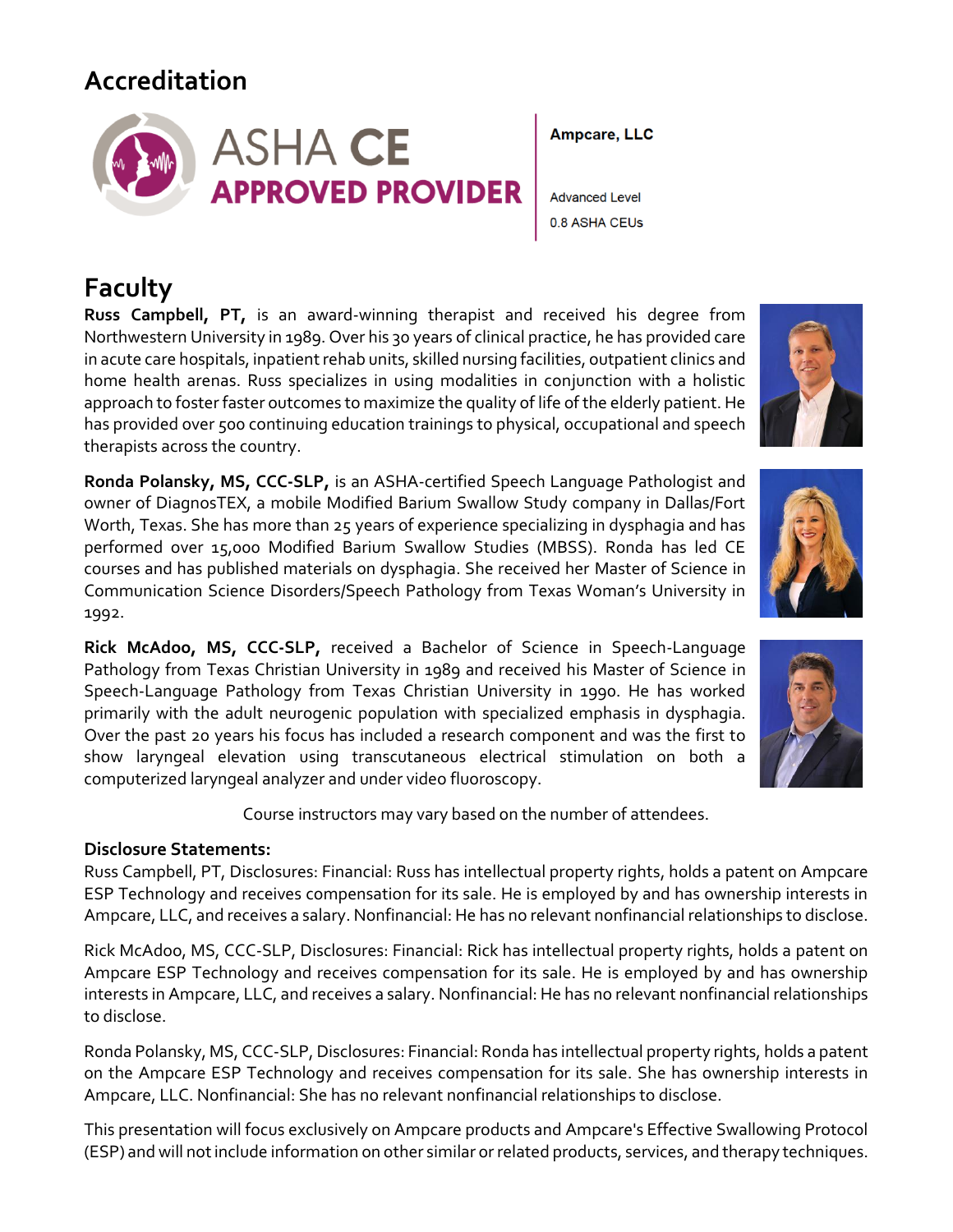## Accreditation

ASHA CE APPROVED PROVIDER

**Ampcare, LLC**

Advanced Level
0.8 ASHA CEUs

## Faculty

**Russ Campbell, PT,** is an award-winning therapist and received his degree from Northwestern University in 1989. Over his 30 years of clinical practice, he has provided care in acute care hospitals, inpatient rehab units, skilled nursing facilities, outpatient clinics and home health arenas. Russ specializes in using modalities in conjunction with a holistic approach to foster faster outcomes to maximize the quality of life of the elderly patient. He has provided over 500 continuing education trainings to physical, occupational and speech therapists across the country.

**Ronda Polansky, MS, CCC-SLP,** is an ASHA-certified Speech Language Pathologist and owner of DiagnosTEX, a mobile Modified Barium Swallow Study company in Dallas/Fort Worth, Texas. She has more than 25 years of experience specializing in dysphagia and has performed over 15,000 Modified Barium Swallow Studies (MBSS). Ronda has led CE courses and has published materials on dysphagia. She received her Master of Science in Communication Science Disorders/Speech Pathology from Texas Woman's University in 1992.

**Rick McAdoo, MS, CCC-SLP,** received a Bachelor of Science in Speech-Language Pathology from Texas Christian University in 1989 and received his Master of Science in Speech-Language Pathology from Texas Christian University in 1990. He has worked primarily with the adult neurogenic population with specialized emphasis in dysphagia. Over the past 20 years his focus has included a research component and was the first to show laryngeal elevation using transcutaneous electrical stimulation on both a computerized laryngeal analyzer and under video fluoroscopy.

Course instructors may vary based on the number of attendees.

### Disclosure Statements:

Russ Campbell, PT, Disclosures: Financial: Russ has intellectual property rights, holds a patent on Ampcare ESP Technology and receives compensation for its sale. He is employed by and has ownership interests in Ampcare, LLC, and receives a salary. Nonfinancial: He has no relevant nonfinancial relationships to disclose.

Rick McAdoo, MS, CCC-SLP, Disclosures: Financial: Rick has intellectual property rights, holds a patent on Ampcare ESP Technology and receives compensation for its sale. He is employed by and has ownership interests in Ampcare, LLC, and receives a salary. Nonfinancial: He has no relevant nonfinancial relationships to disclose.

Ronda Polansky, MS, CCC-SLP, Disclosures: Financial: Ronda has intellectual property rights, holds a patent on the Ampcare ESP Technology and receives compensation for its sale. She has ownership interests in Ampcare, LLC. Nonfinancial: She has no relevant nonfinancial relationships to disclose.

This presentation will focus exclusively on Ampcare products and Ampcare's Effective Swallowing Protocol (ESP) and will not include information on other similar or related products, services, and therapy techniques.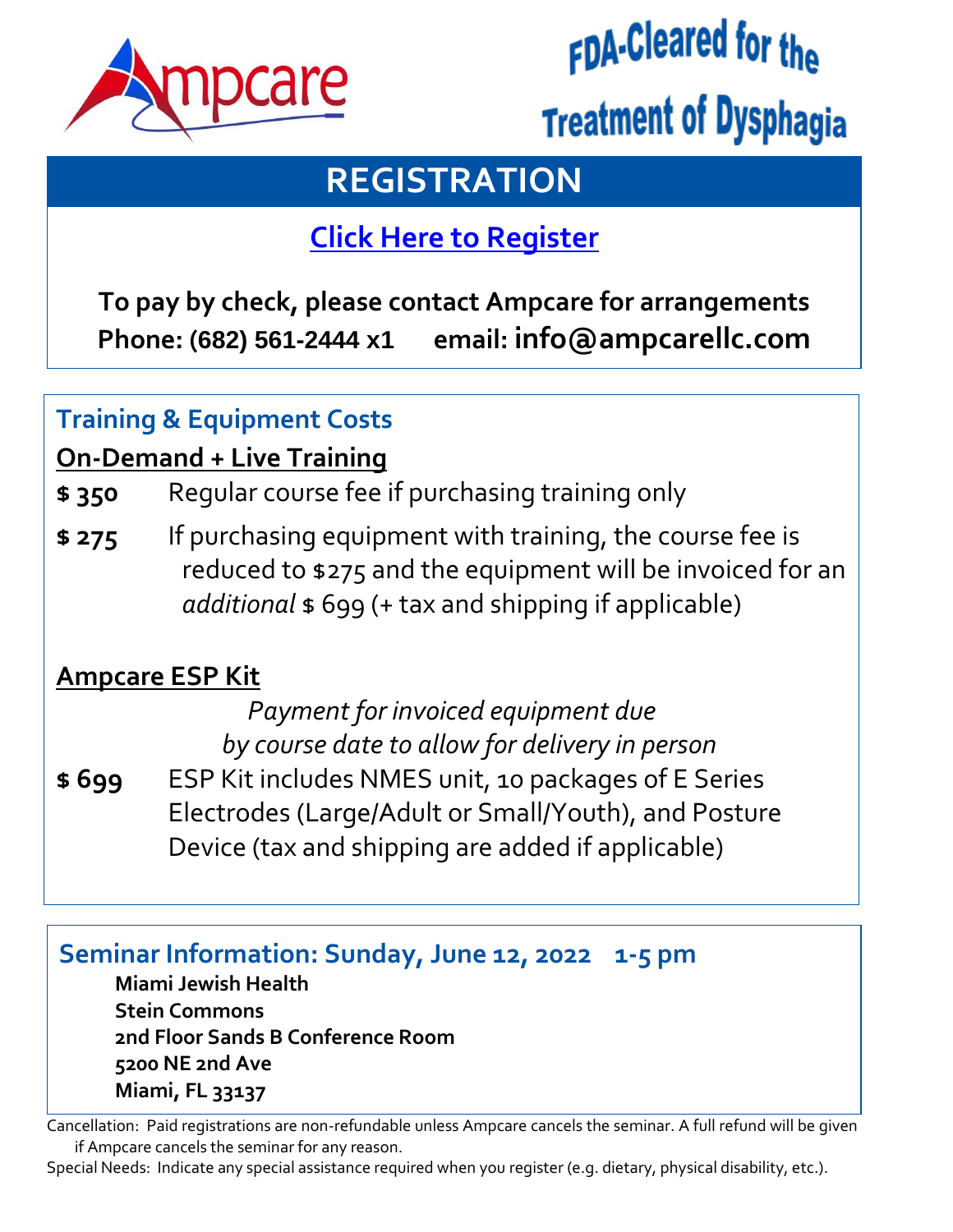Ampcare

**FDA-Cleared for the Treatment of Dysphagia**

# REGISTRATION

**Click Here to Register**

**To pay by check, please contact Ampcare for arrangements**
**Phone: (682) 561-2444 x1 email: info@ampcarellc.com**

## Training & Equipment Costs

**On-Demand + Live Training**

**$ 350** Regular course fee if purchasing training only

**$ 275** If purchasing equipment with training, the course fee is reduced to $275 and the equipment will be invoiced for an *additional* $ 699 (+ tax and shipping if applicable)

**Ampcare ESP Kit**

*Payment for invoiced equipment due by course date to allow for delivery in person*

**$ 699** ESP Kit includes NMES unit, 10 packages of E Series Electrodes (Large/Adult or Small/Youth), and Posture Device (tax and shipping are added if applicable)

## Seminar Information: Sunday, June 12, 2022 1-5 pm

**Miami Jewish Health**
**Stein Commons**
**2nd Floor Sands B Conference Room**
**5200 NE 2nd Ave**
**Miami, FL 33137**

Cancellation: Paid registrations are non-refundable unless Ampcare cancels the seminar. A full refund will be given if Ampcare cancels the seminar for any reason.

Special Needs: Indicate any special assistance required when you register (e.g. dietary, physical disability, etc.).